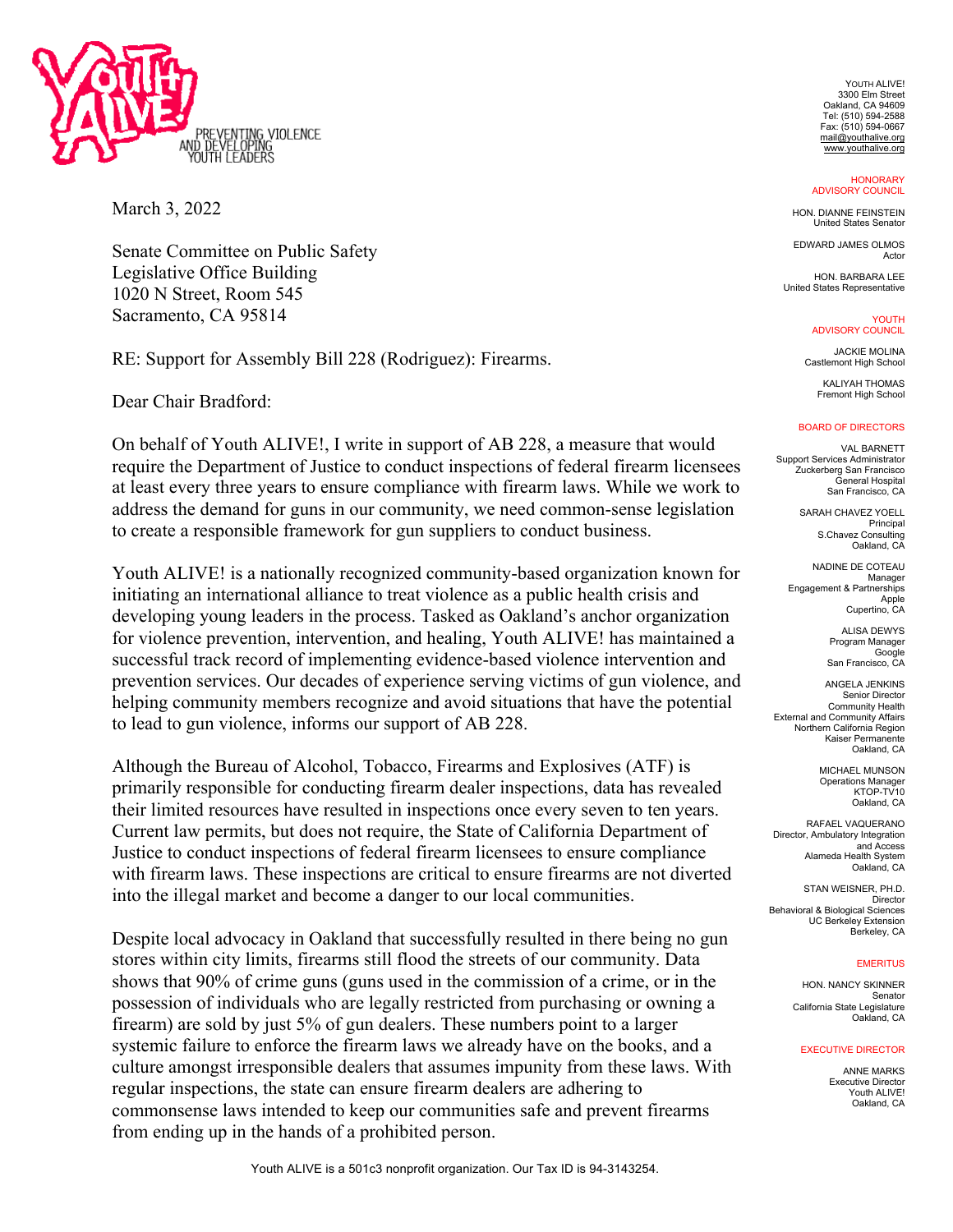PREVENTING VIOLENCE AND DEVELOPING YOUTH LEADERS

YOUTH ALIVE!
3300 Elm Street
Oakland, CA 94609
Tel: (510) 594-2588
Fax: (510) 594-0667
mail@youthalive.org
www.youthalive.org

HONORARY ADVISORY COUNCIL

HON. DIANNE FEINSTEIN
United States Senator

EDWARD JAMES OLMOS
Actor

HON. BARBARA LEE
United States Representative

YOUTH ADVISORY COUNCIL

JACKIE MOLINA
Castlemont High School

KALIYAH THOMAS
Fremont High School

BOARD OF DIRECTORS

VAL BARNETT
Support Services Administrator
Zuckerberg San Francisco General Hospital
San Francisco, CA

SARAH CHAVEZ YOELL
Principal
S.Chavez Consulting
Oakland, CA

NADINE DE COTEAU
Manager
Engagement & Partnerships
Apple
Cupertino, CA

ALISA DEWYS
Program Manager
Google
San Francisco, CA

ANGELA JENKINS
Senior Director
Community Health
External and Community Affairs
Northern California Region
Kaiser Permanente
Oakland, CA

MICHAEL MUNSON
Operations Manager
KTOP-TV10
Oakland, CA

RAFAEL VAQUERANO
Director, Ambulatory Integration and Access
Alameda Health System
Oakland, CA

STAN WEISNER, PH.D.
Director
Behavioral & Biological Sciences
UC Berkeley Extension
Berkeley, CA

EMERITUS

HON. NANCY SKINNER
Senator
California State Legislature
Oakland, CA

EXECUTIVE DIRECTOR

ANNE MARKS
Executive Director
Youth ALIVE!
Oakland, CA

March 3, 2022

Senate Committee on Public Safety
Legislative Office Building
1020 N Street, Room 545
Sacramento, CA 95814

RE: Support for Assembly Bill 228 (Rodriguez): Firearms.

Dear Chair Bradford:

On behalf of Youth ALIVE!, I write in support of AB 228, a measure that would require the Department of Justice to conduct inspections of federal firearm licensees at least every three years to ensure compliance with firearm laws. While we work to address the demand for guns in our community, we need common-sense legislation to create a responsible framework for gun suppliers to conduct business.

Youth ALIVE! is a nationally recognized community-based organization known for initiating an international alliance to treat violence as a public health crisis and developing young leaders in the process. Tasked as Oakland's anchor organization for violence prevention, intervention, and healing, Youth ALIVE! has maintained a successful track record of implementing evidence-based violence intervention and prevention services. Our decades of experience serving victims of gun violence, and helping community members recognize and avoid situations that have the potential to lead to gun violence, informs our support of AB 228.

Although the Bureau of Alcohol, Tobacco, Firearms and Explosives (ATF) is primarily responsible for conducting firearm dealer inspections, data has revealed their limited resources have resulted in inspections once every seven to ten years. Current law permits, but does not require, the State of California Department of Justice to conduct inspections of federal firearm licensees to ensure compliance with firearm laws. These inspections are critical to ensure firearms are not diverted into the illegal market and become a danger to our local communities.

Despite local advocacy in Oakland that successfully resulted in there being no gun stores within city limits, firearms still flood the streets of our community. Data shows that 90% of crime guns (guns used in the commission of a crime, or in the possession of individuals who are legally restricted from purchasing or owning a firearm) are sold by just 5% of gun dealers. These numbers point to a larger systemic failure to enforce the firearm laws we already have on the books, and a culture amongst irresponsible dealers that assumes impunity from these laws. With regular inspections, the state can ensure firearm dealers are adhering to commonsense laws intended to keep our communities safe and prevent firearms from ending up in the hands of a prohibited person.

Youth ALIVE is a 501c3 nonprofit organization. Our Tax ID is 94-3143254.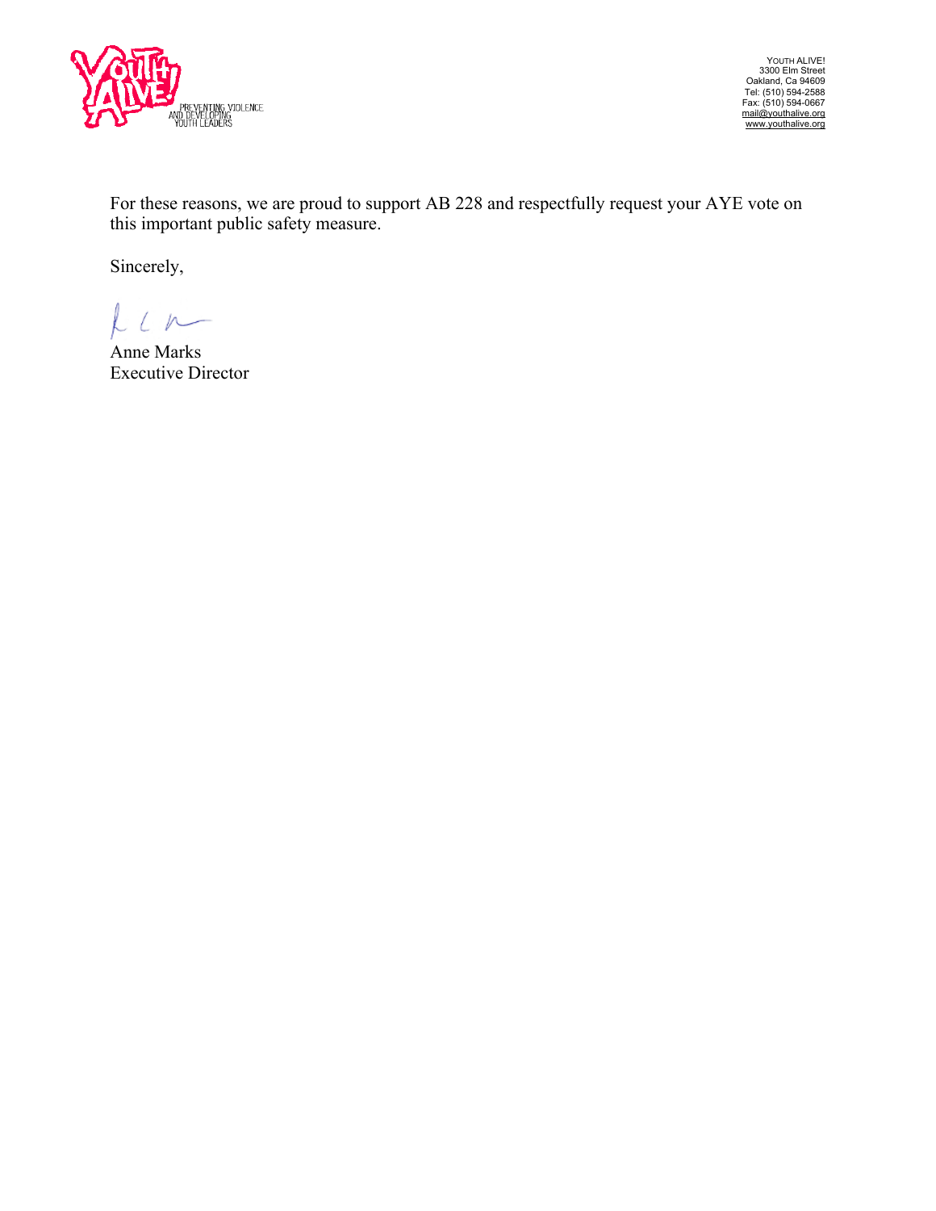YOUTH ALIVE!
3300 Elm Street
Oakland, Ca 94609
Tel: (510) 594-2588
Fax: (510) 594-0667
mail@youthalive.org
www.youthalive.org

For these reasons, we are proud to support AB 228 and respectfully request your AYE vote on this important public safety measure.

Sincerely,

Anne Marks
Executive Director